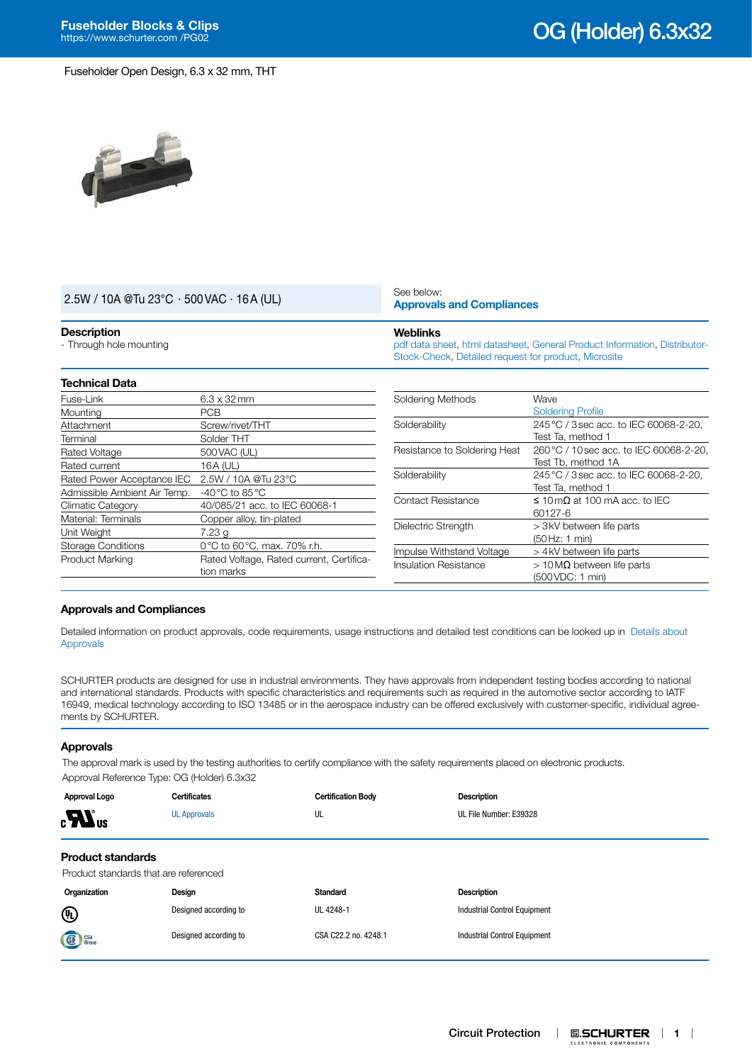# OG (Holder) 6.3x32

Fuseholder Open Design, 6.3 x 32 mm, THT

2.5W / 10A @Tu 23°C · 500 VAC · 16 A (UL)

See below:
**Approvals and Compliances**

## Description

- Through hole mounting

## Weblinks

pdf data sheet, html datasheet, General Product Information, Distributor-Stock-Check, Detailed request for product, Microsite

## Technical Data

| | |
|---|---|
| Fuse-Link | 6.3 x 32 mm |
| Mounting | PCB |
| Attachment | Screw/rivet/THT |
| Terminal | Solder THT |
| Rated Voltage | 500 VAC (UL) |
| Rated current | 16 A (UL) |
| Rated Power Acceptance IEC | 2.5W / 10A @Tu 23°C |
| Admissible Ambient Air Temp. | -40 °C to 85 °C |
| Climatic Category | 40/085/21 acc. to IEC 60068-1 |
| Material: Terminals | Copper alloy, tin-plated |
| Unit Weight | 7.23 g |
| Storage Conditions | 0 °C to 60 °C, max. 70% r.h. |
| Product Marking | Rated Voltage, Rated current, Certification marks |

| | |
|---|---|
| Soldering Methods | Wave<br>Soldering Profile |
| Solderability | 245 °C / 3 sec acc. to IEC 60068-2-20, Test Ta, method 1 |
| Resistance to Soldering Heat | 260 °C / 10 sec acc. to IEC 60068-2-20, Test Tb, method 1A |
| Solderability | 245 °C / 3 sec acc. to IEC 60068-2-20, Test Ta, method 1 |
| Contact Resistance | ≤ 10 mΩ at 100 mA acc. to IEC 60127-6 |
| Dielectric Strength | > 3 kV between life parts (50 Hz: 1 min) |
| Impulse Withstand Voltage | > 4 kV between life parts |
| Insulation Resistance | > 10 MΩ between life parts (500 VDC: 1 min) |

## Approvals and Compliances

Detailed information on product approvals, code requirements, usage instructions and detailed test conditions can be looked up in Details about Approvals

SCHURTER products are designed for use in industrial environments. They have approvals from independent testing bodies according to national and international standards. Products with specific characteristics and requirements such as required in the automotive sector according to IATF 16949, medical technology according to ISO 13485 or in the aerospace industry can be offered exclusively with customer-specific, individual agreements by SCHURTER.

## Approvals

The approval mark is used by the testing authorities to certify compliance with the safety requirements placed on electronic products.

Approval Reference Type: OG (Holder) 6.3x32

| Approval Logo | Certificates | Certification Body | Description |
|---|---|---|---|
| cULus | UL Approvals | UL | UL File Number: E39328 |

## Product standards

Product standards that are referenced

| Organization | Design | Standard | Description |
|---|---|---|---|
| UL | Designed according to | UL 4248-1 | Industrial Control Equipment |
| CSA Group | Designed according to | CSA C22.2 no. 4248.1 | Industrial Control Equipment |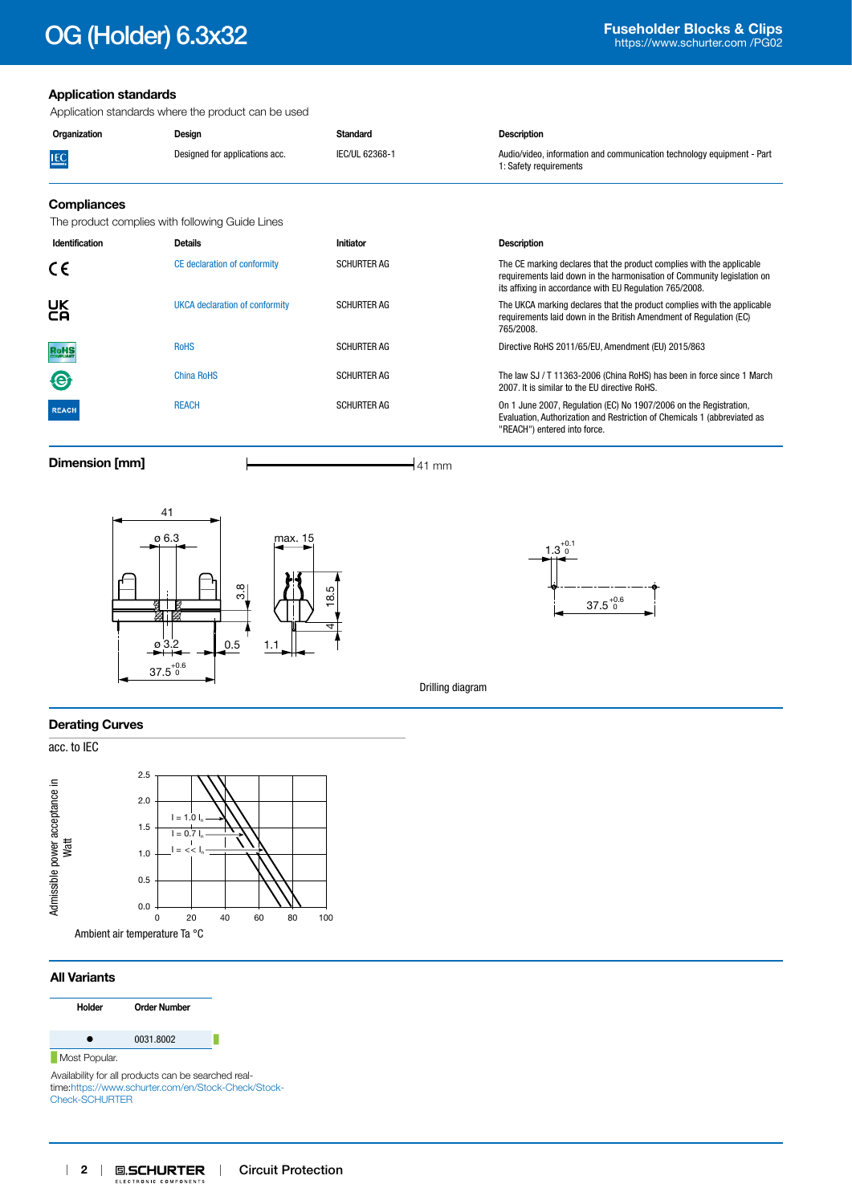## Application standards

Application standards where the product can be used

| Organization | Design | Standard | Description |
|---|---|---|---|
| IEC | Designed for applications acc. | IEC/UL 62368-1 | Audio/video, information and communication technology equipment - Part 1: Safety requirements |

## Compliances

The product complies with following Guide Lines

| Identification | Details | Initiator | Description |
|---|---|---|---|
| CE | CE declaration of conformity | SCHURTER AG | The CE marking declares that the product complies with the applicable requirements laid down in the harmonisation of Community legislation on its affixing in accordance with EU Regulation 765/2008. |
| UKCA | UKCA declaration of conformity | SCHURTER AG | The UKCA marking declares that the product complies with the applicable requirements laid down in the British Amendment of Regulation (EC) 765/2008. |
| RoHS | RoHS | SCHURTER AG | Directive RoHS 2011/65/EU, Amendment (EU) 2015/863 |
| China RoHS | China RoHS | SCHURTER AG | The law SJ / T 11363-2006 (China RoHS) has been in force since 1 March 2007. It is similar to the EU directive RoHS. |
| REACH | REACH | SCHURTER AG | On 1 June 2007, Regulation (EC) No 1907/2006 on the Registration, Evaluation, Authorization and Restriction of Chemicals 1 (abbreviated as "REACH") entered into force. |

## Dimension [mm]

41 mm

41, ø 6.3, ø 3.2, 37.5 $^{+0.6}_{0}$, 3.8, 0.5, max. 15, 18.5, 4, 1.1

1.3 $^{+0.1}_{0}$, 37.5 $^{+0.6}_{0}$

Drilling diagram

## Derating Curves

acc. to IEC

Admissible power acceptance in Watt (0.0 – 2.5) vs. Ambient air temperature Ta °C (0 – 100)

I = 1.0 $I_n$, I = 0.7 $I_n$, I = << $I_n$

## All Variants

| Holder | Order Number |
|---|---|
| ● | 0031.8002 |

Most Popular.

Availability for all products can be searched real-time:https://www.schurter.com/en/Stock-Check/Stock-Check-SCHURTER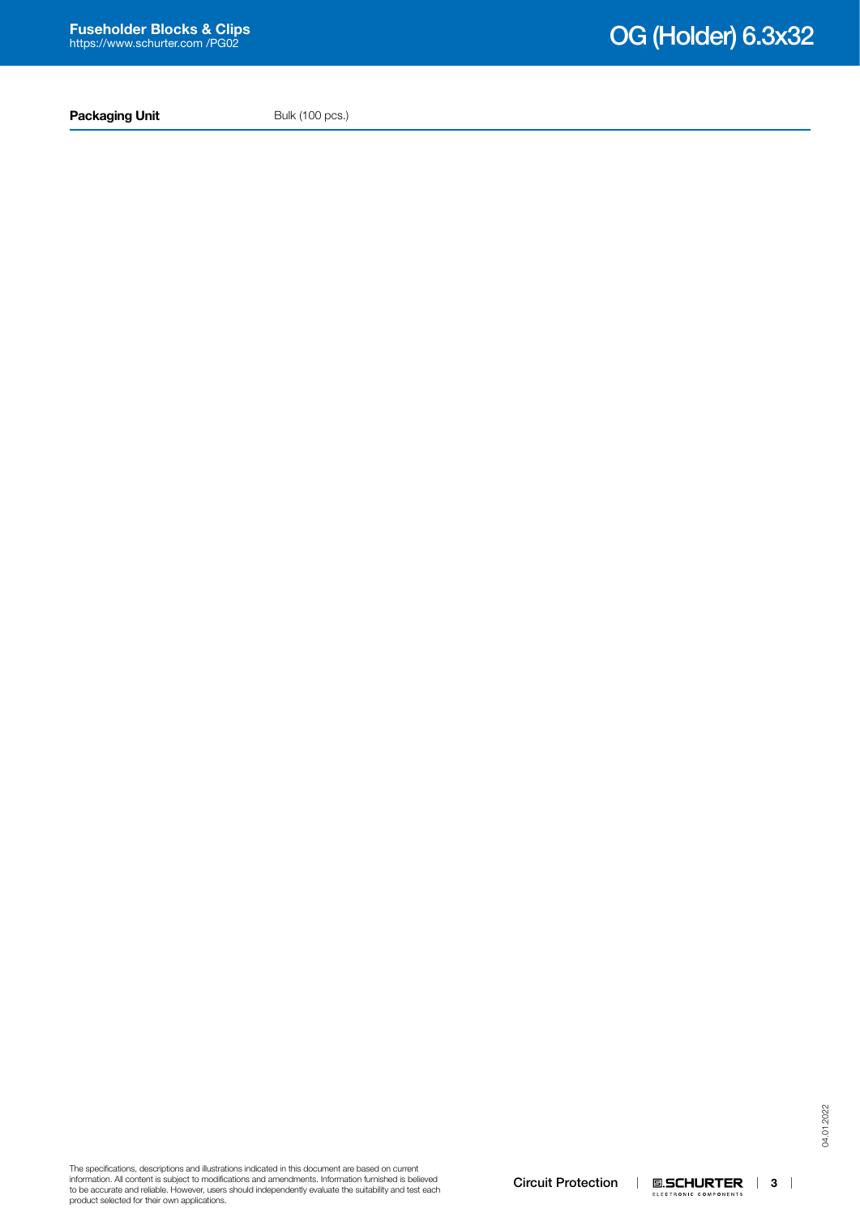| | |
|---|---|
| **Packaging Unit** | Bulk (100 pcs.) |

The specifications, descriptions and illustrations indicated in this document are based on current information. All content is subject to modifications and amendments. Information furnished is believed to be accurate and reliable. However, users should independently evaluate the suitability and test each product selected for their own applications.